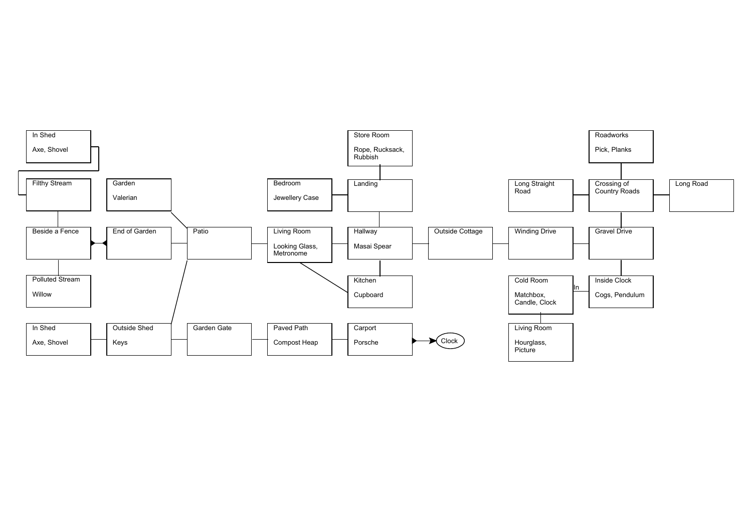In Shed

Axe, Shovel

Filthy Stream

Garden

Valerian

Bedroom

Jewellery Case

Store Room

Rope, Rucksack, Rubbish

Landing

Roadworks

Pick, Planks

Long Straight Road

Crossing of Country Roads

Long Road

Beside a Fence

End of Garden

Patio

Living Room

Looking Glass, Metronome

Hallway

Masai Spear

Outside Cottage

Winding Drive

Gravel Drive

Polluted Stream

Willow

Kitchen

Cupboard

Cold Room

Matchbox, Candle, Clock

In

Inside Clock

Cogs, Pendulum

In Shed

Axe, Shovel

Outside Shed

Keys

Garden Gate

Paved Path

Compost Heap

Carport

Porsche

Clock

Living Room

Hourglass, Picture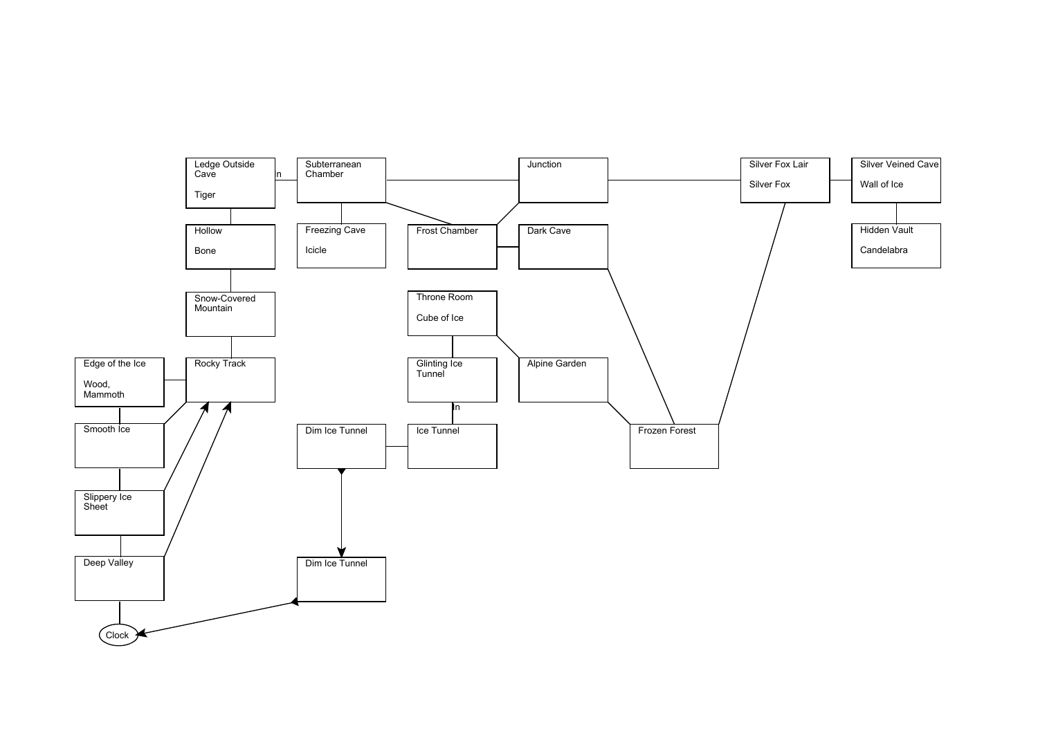Ledge Outside Cave

Tiger

Subterranean Chamber

Junction

Silver Fox Lair

Silver Fox

Silver Veined Cave

Wall of Ice

Hollow

Bone

Freezing Cave

Icicle

Frost Chamber

Dark Cave

Hidden Vault

Candelabra

Snow-Covered Mountain

Throne Room

Cube of Ice

Edge of the Ice

Wood, Mammoth

Rocky Track

Glinting Ice Tunnel

Alpine Garden

Smooth Ice

Dim Ice Tunnel

Ice Tunnel

Frozen Forest

Slippery Ice Sheet

Deep Valley

Dim Ice Tunnel

Clock

In

In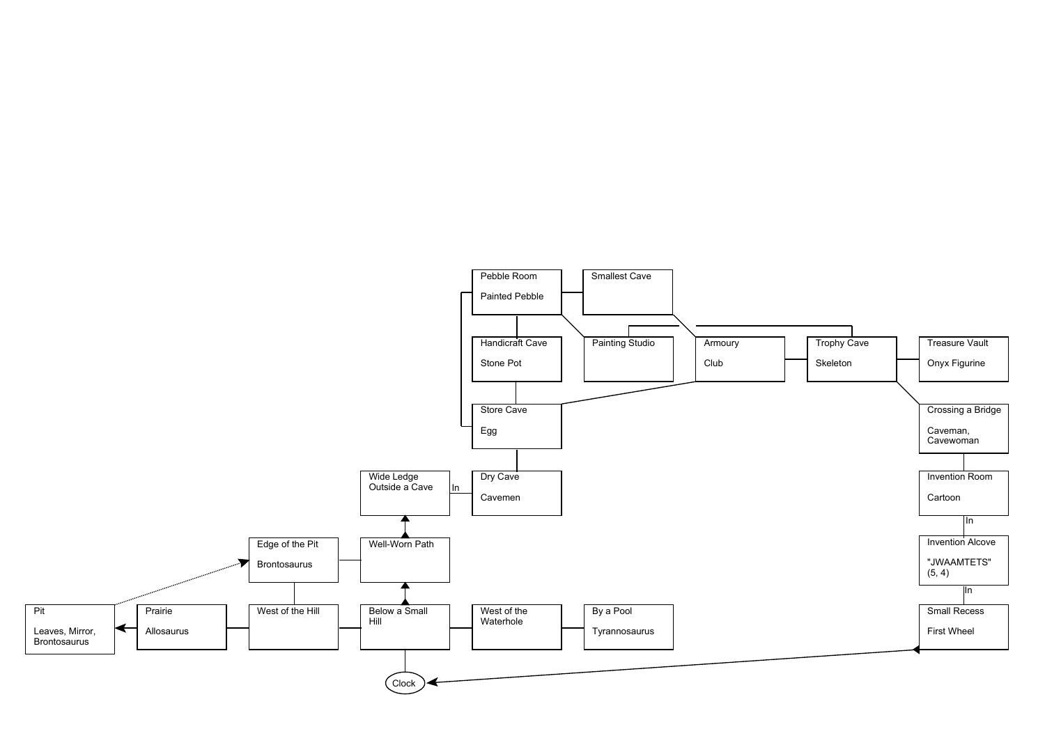Pebble Room

Painted Pebble

Smallest Cave

Handicraft Cave

Stone Pot

Painting Studio

Armoury

Club

Trophy Cave

Skeleton

Treasure Vault

Onyx Figurine

Store Cave

Egg

Crossing a Bridge

Caveman, Cavewoman

Wide Ledge Outside a Cave

In

Dry Cave

Cavemen

Invention Room

Cartoon

In

Edge of the Pit

Brontosaurus

Well-Worn Path

Invention Alcove

"JWAAMTETS" (5, 4)

In

Pit

Leaves, Mirror, Brontosaurus

Prairie

Allosaurus

West of the Hill

Below a Small Hill

West of the Waterhole

By a Pool

Tyrannosaurus

Small Recess

First Wheel

Clock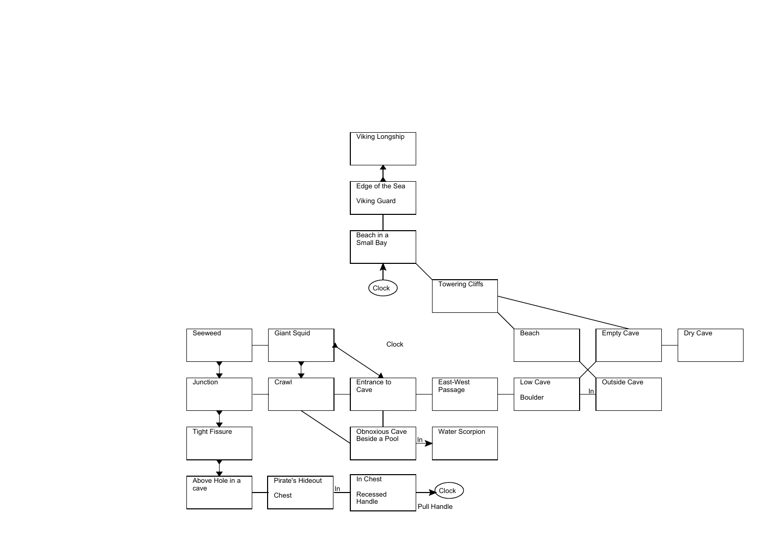Viking Longship

Edge of the Sea

Viking Guard

Beach in a Small Bay

Clock

Towering Cliffs

Seeweed

Giant Squid

Clock

Beach

Empty Cave

Dry Cave

Junction

Crawl

Entrance to Cave

East-West Passage

Low Cave

Boulder

In

Outside Cave

Tight Fissure

Obnoxious Cave Beside a Pool

In

Water Scorpion

Above Hole in a cave

Pirate's Hideout

Chest

In

In Chest

Recessed Handle

Clock

Pull Handle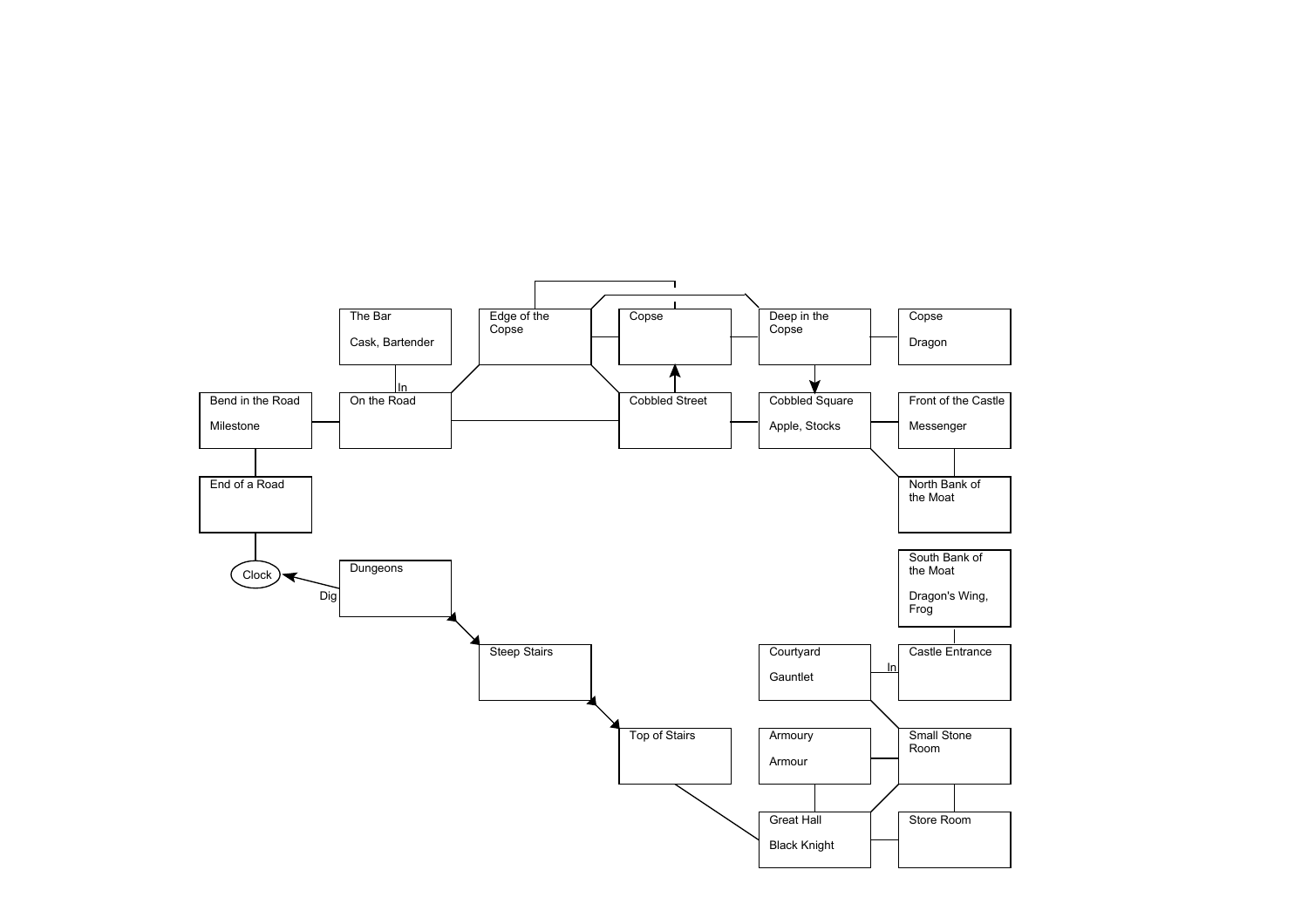The Bar

Cask, Bartender

Edge of the Copse

Copse

Deep in the Copse

Copse

Dragon

In

Bend in the Road

Milestone

On the Road

Cobbled Street

Cobbled Square

Apple, Stocks

Front of the Castle

Messenger

End of a Road

North Bank of the Moat

Clock

Dungeons

Dig

South Bank of the Moat

Dragon's Wing, Frog

Steep Stairs

Courtyard

Gauntlet

In

Castle Entrance

Top of Stairs

Armoury

Armour

Small Stone Room

Great Hall

Black Knight

Store Room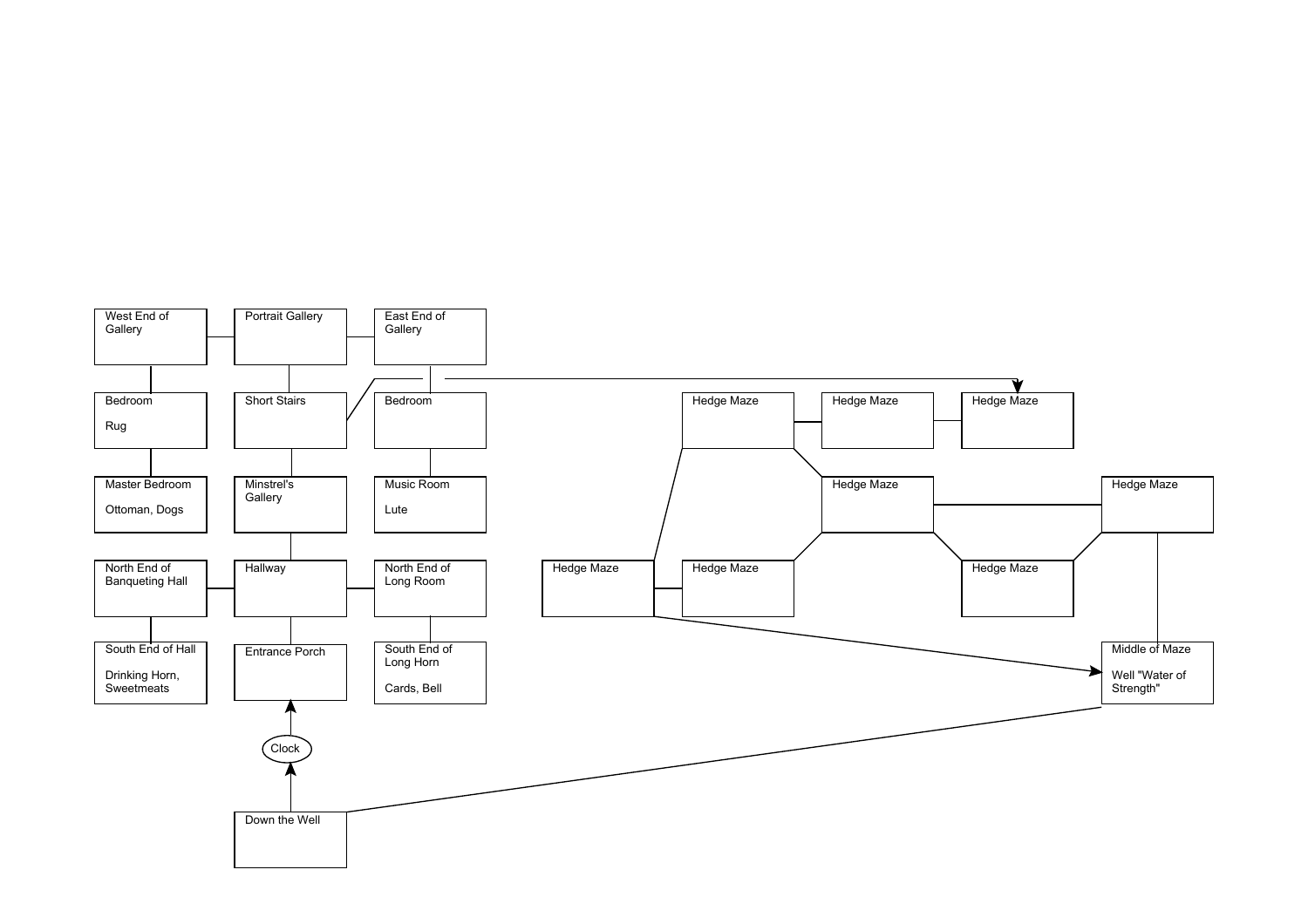West End of Gallery

Portrait Gallery

East End of Gallery

Bedroom

Rug

Short Stairs

Bedroom

Hedge Maze

Hedge Maze

Hedge Maze

Master Bedroom

Ottoman, Dogs

Minstrel's Gallery

Music Room

Lute

Hedge Maze

Hedge Maze

North End of Banqueting Hall

Hallway

North End of Long Room

Hedge Maze

Hedge Maze

Hedge Maze

South End of Hall

Drinking Horn, Sweetmeats

Entrance Porch

South End of Long Horn

Cards, Bell

Middle of Maze

Well "Water of Strength"

Clock

Down the Well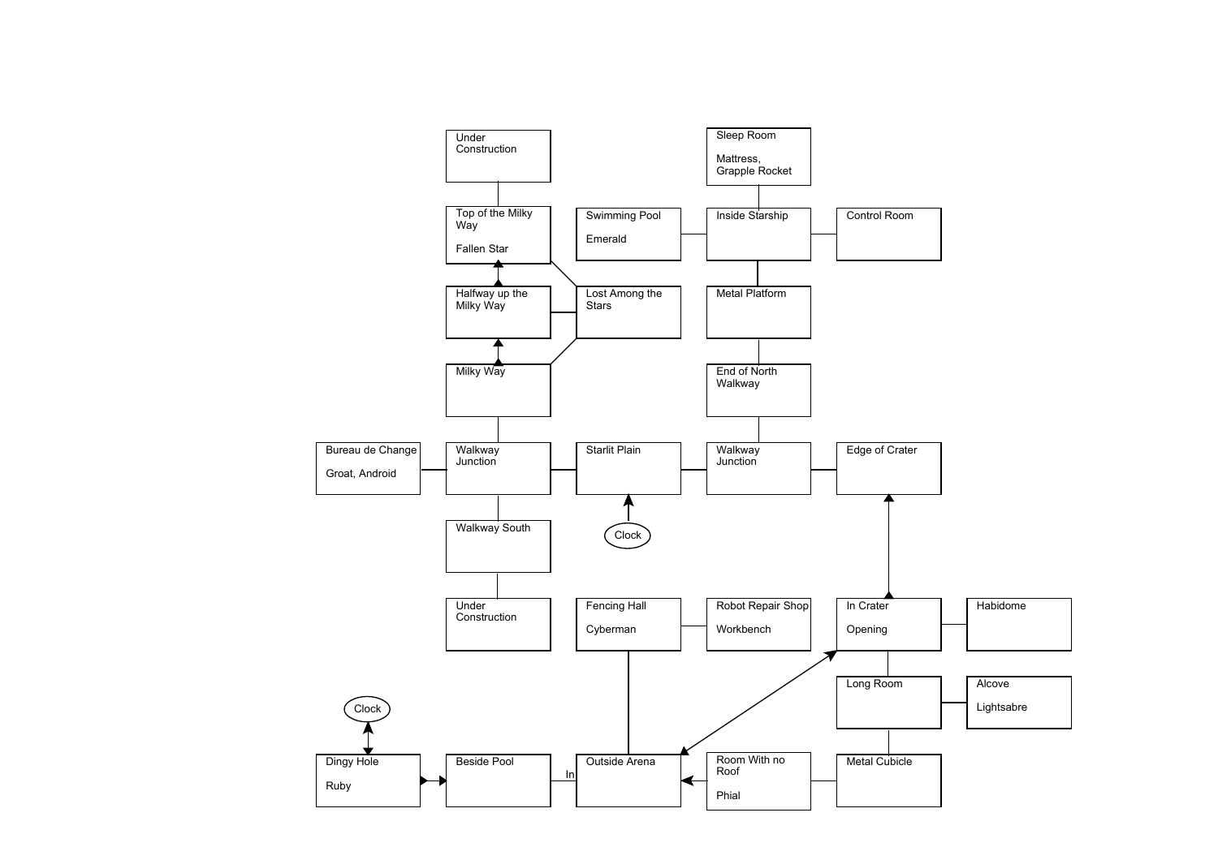Under Construction

Top of the Milky Way

Fallen Star

Halfway up the Milky Way

Lost Among the Stars

Milky Way

Sleep Room

Mattress,
Grapple Rocket

Swimming Pool

Emerald

Inside Starship

Control Room

Metal Platform

End of North Walkway

Bureau de Change

Groat, Android

Walkway Junction

Starlit Plain

Walkway Junction

Edge of Crater

Clock

Walkway South

Under Construction

Fencing Hall

Cyberman

Robot Repair Shop

Workbench

In Crater

Opening

Habidome

Long Room

Alcove

Lightsabre

Clock

Dingy Hole

Ruby

Beside Pool

In

Outside Arena

Room With no Roof

Phial

Metal Cubicle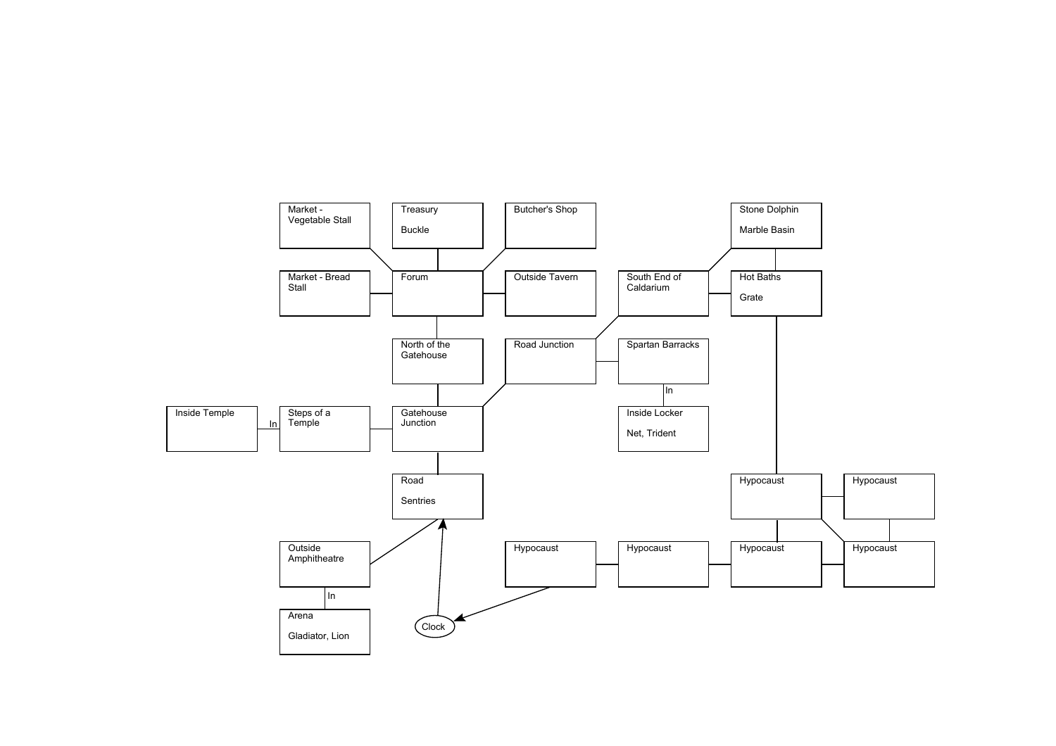Market - Vegetable Stall

Treasury

Buckle

Butcher's Shop

Stone Dolphin

Marble Basin

Market - Bread Stall

Forum

Outside Tavern

South End of Caldarium

Hot Baths

Grate

North of the Gatehouse

Road Junction

Spartan Barracks

In

Inside Temple

In

Steps of a Temple

Gatehouse Junction

Inside Locker

Net, Trident

Road

Sentries

Hypocaust

Hypocaust

Outside Amphitheatre

Hypocaust

Hypocaust

Hypocaust

Hypocaust

In

Arena

Gladiator, Lion

Clock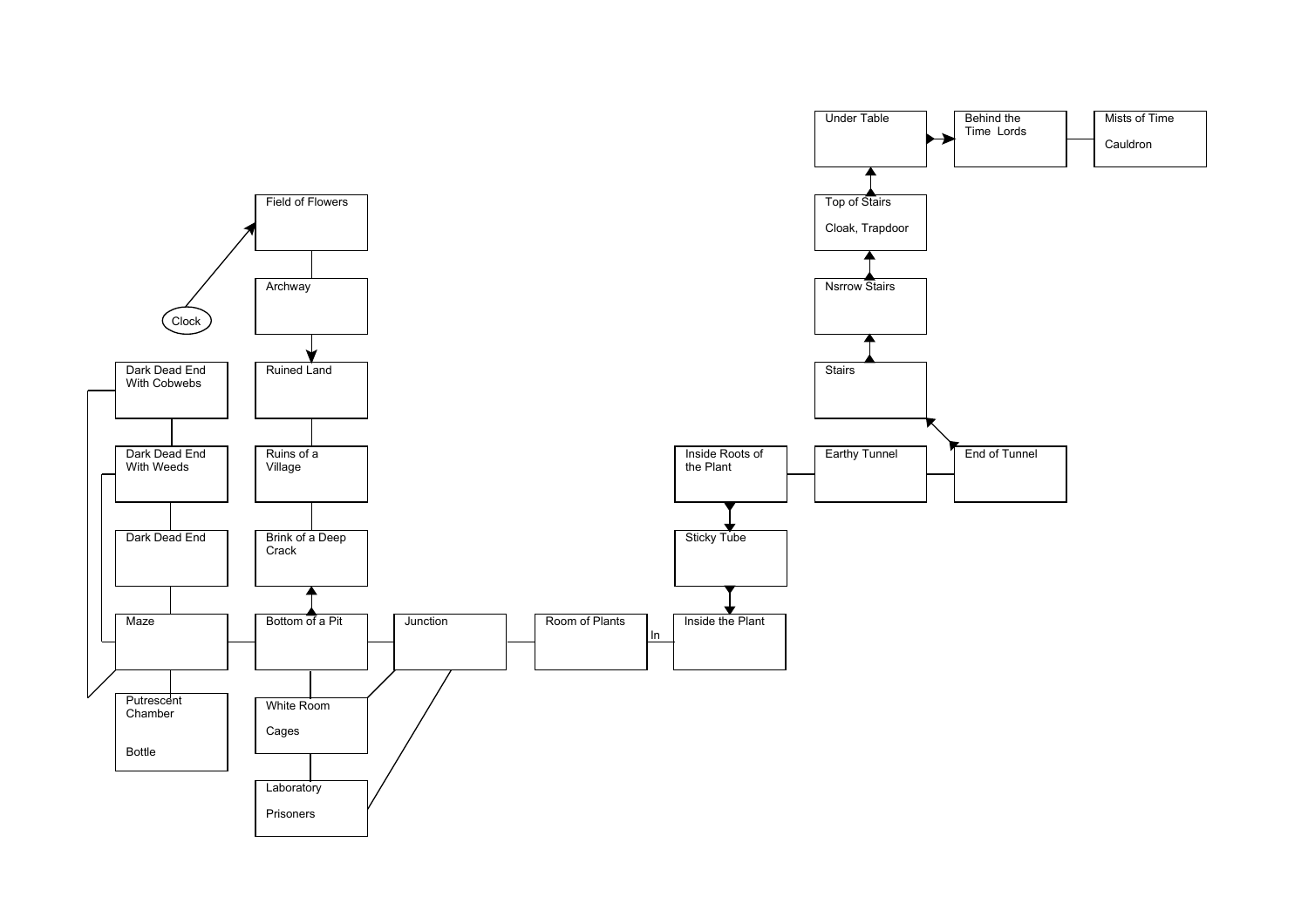Under Table

Behind the Time Lords

Mists of Time

Cauldron

Top of Stairs

Cloak, Trapdoor

Field of Flowers

Nsrrow Stairs

Archway

Clock

Stairs

Dark Dead End With Cobwebs

Ruined Land

Inside Roots of the Plant

Earthy Tunnel

End of Tunnel

Dark Dead End With Weeds

Ruins of a Village

Sticky Tube

Dark Dead End

Brink of a Deep Crack

Maze

Bottom of a Pit

Junction

Room of Plants

In

Inside the Plant

Putrescent Chamber

Bottle

White Room

Cages

Laboratory

Prisoners